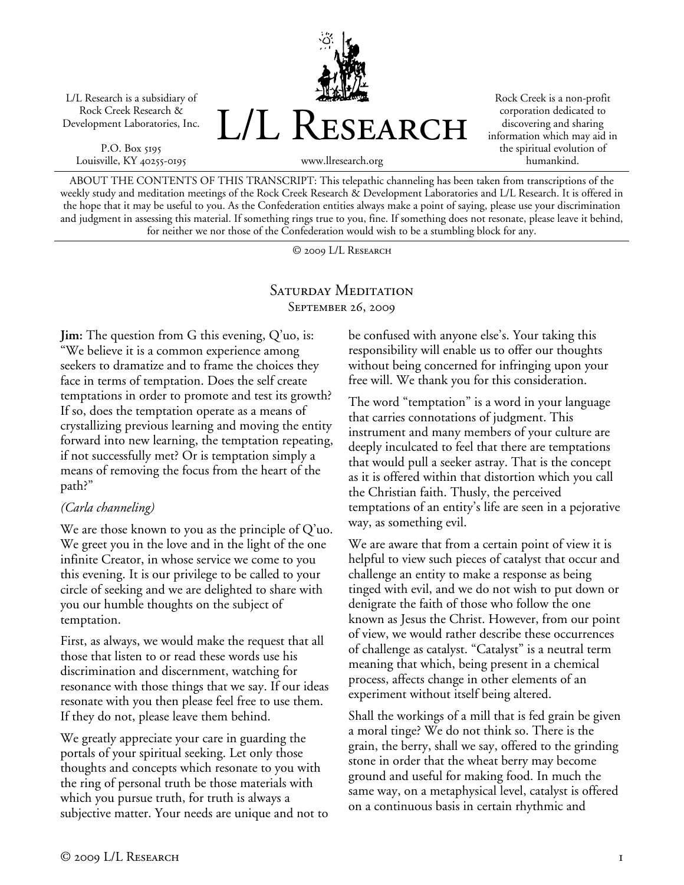L/L Research is a subsidiary of Rock Creek Research & Development Laboratories, Inc.

P.O. Box 5195
Louisville, KY 40255-0195

# L/L Research

www.llresearch.org

Rock Creek is a non-profit corporation dedicated to discovering and sharing information which may aid in the spiritual evolution of humankind.

ABOUT THE CONTENTS OF THIS TRANSCRIPT: This telepathic channeling has been taken from transcriptions of the weekly study and meditation meetings of the Rock Creek Research & Development Laboratories and L/L Research. It is offered in the hope that it may be useful to you. As the Confederation entities always make a point of saying, please use your discrimination and judgment in assessing this material. If something rings true to you, fine. If something does not resonate, please leave it behind, for neither we nor those of the Confederation would wish to be a stumbling block for any.

© 2009 L/L Research

## Saturday Meditation
### September 26, 2009

**Jim:** The question from G this evening, Q'uo, is: "We believe it is a common experience among seekers to dramatize and to frame the choices they face in terms of temptation. Does the self create temptations in order to promote and test its growth? If so, does the temptation operate as a means of crystallizing previous learning and moving the entity forward into new learning, the temptation repeating, if not successfully met? Or is temptation simply a means of removing the focus from the heart of the path?"

*(Carla channeling)*

We are those known to you as the principle of Q'uo. We greet you in the love and in the light of the one infinite Creator, in whose service we come to you this evening. It is our privilege to be called to your circle of seeking and we are delighted to share with you our humble thoughts on the subject of temptation.

First, as always, we would make the request that all those that listen to or read these words use his discrimination and discernment, watching for resonance with those things that we say. If our ideas resonate with you then please feel free to use them. If they do not, please leave them behind.

We greatly appreciate your care in guarding the portals of your spiritual seeking. Let only those thoughts and concepts which resonate to you with the ring of personal truth be those materials with which you pursue truth, for truth is always a subjective matter. Your needs are unique and not to be confused with anyone else's. Your taking this responsibility will enable us to offer our thoughts without being concerned for infringing upon your free will. We thank you for this consideration.

The word "temptation" is a word in your language that carries connotations of judgment. This instrument and many members of your culture are deeply inculcated to feel that there are temptations that would pull a seeker astray. That is the concept as it is offered within that distortion which you call the Christian faith. Thusly, the perceived temptations of an entity's life are seen in a pejorative way, as something evil.

We are aware that from a certain point of view it is helpful to view such pieces of catalyst that occur and challenge an entity to make a response as being tinged with evil, and we do not wish to put down or denigrate the faith of those who follow the one known as Jesus the Christ. However, from our point of view, we would rather describe these occurrences of challenge as catalyst. "Catalyst" is a neutral term meaning that which, being present in a chemical process, affects change in other elements of an experiment without itself being altered.

Shall the workings of a mill that is fed grain be given a moral tinge? We do not think so. There is the grain, the berry, shall we say, offered to the grinding stone in order that the wheat berry may become ground and useful for making food. In much the same way, on a metaphysical level, catalyst is offered on a continuous basis in certain rhythmic and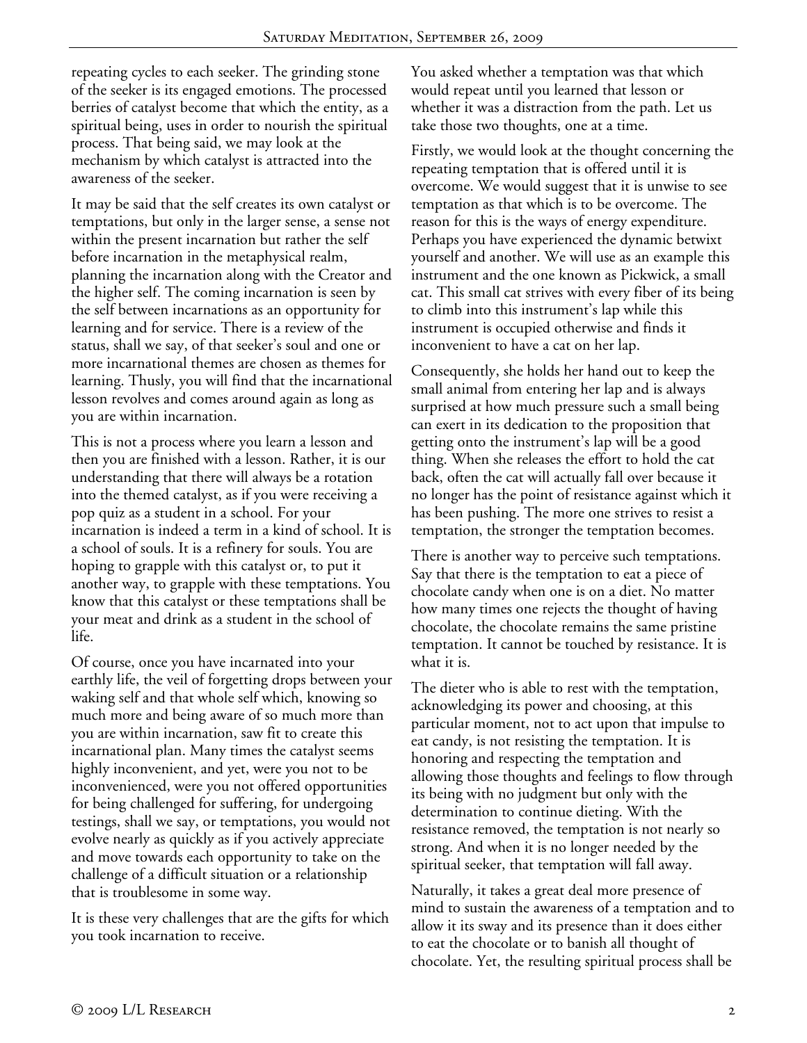repeating cycles to each seeker. The grinding stone of the seeker is its engaged emotions. The processed berries of catalyst become that which the entity, as a spiritual being, uses in order to nourish the spiritual process. That being said, we may look at the mechanism by which catalyst is attracted into the awareness of the seeker.

It may be said that the self creates its own catalyst or temptations, but only in the larger sense, a sense not within the present incarnation but rather the self before incarnation in the metaphysical realm, planning the incarnation along with the Creator and the higher self. The coming incarnation is seen by the self between incarnations as an opportunity for learning and for service. There is a review of the status, shall we say, of that seeker's soul and one or more incarnational themes are chosen as themes for learning. Thusly, you will find that the incarnational lesson revolves and comes around again as long as you are within incarnation.

This is not a process where you learn a lesson and then you are finished with a lesson. Rather, it is our understanding that there will always be a rotation into the themed catalyst, as if you were receiving a pop quiz as a student in a school. For your incarnation is indeed a term in a kind of school. It is a school of souls. It is a refinery for souls. You are hoping to grapple with this catalyst or, to put it another way, to grapple with these temptations. You know that this catalyst or these temptations shall be your meat and drink as a student in the school of life.

Of course, once you have incarnated into your earthly life, the veil of forgetting drops between your waking self and that whole self which, knowing so much more and being aware of so much more than you are within incarnation, saw fit to create this incarnational plan. Many times the catalyst seems highly inconvenient, and yet, were you not to be inconvenienced, were you not offered opportunities for being challenged for suffering, for undergoing testings, shall we say, or temptations, you would not evolve nearly as quickly as if you actively appreciate and move towards each opportunity to take on the challenge of a difficult situation or a relationship that is troublesome in some way.

It is these very challenges that are the gifts for which you took incarnation to receive.

You asked whether a temptation was that which would repeat until you learned that lesson or whether it was a distraction from the path. Let us take those two thoughts, one at a time.

Firstly, we would look at the thought concerning the repeating temptation that is offered until it is overcome. We would suggest that it is unwise to see temptation as that which is to be overcome. The reason for this is the ways of energy expenditure. Perhaps you have experienced the dynamic betwixt yourself and another. We will use as an example this instrument and the one known as Pickwick, a small cat. This small cat strives with every fiber of its being to climb into this instrument's lap while this instrument is occupied otherwise and finds it inconvenient to have a cat on her lap.

Consequently, she holds her hand out to keep the small animal from entering her lap and is always surprised at how much pressure such a small being can exert in its dedication to the proposition that getting onto the instrument's lap will be a good thing. When she releases the effort to hold the cat back, often the cat will actually fall over because it no longer has the point of resistance against which it has been pushing. The more one strives to resist a temptation, the stronger the temptation becomes.

There is another way to perceive such temptations. Say that there is the temptation to eat a piece of chocolate candy when one is on a diet. No matter how many times one rejects the thought of having chocolate, the chocolate remains the same pristine temptation. It cannot be touched by resistance. It is what it is.

The dieter who is able to rest with the temptation, acknowledging its power and choosing, at this particular moment, not to act upon that impulse to eat candy, is not resisting the temptation. It is honoring and respecting the temptation and allowing those thoughts and feelings to flow through its being with no judgment but only with the determination to continue dieting. With the resistance removed, the temptation is not nearly so strong. And when it is no longer needed by the spiritual seeker, that temptation will fall away.

Naturally, it takes a great deal more presence of mind to sustain the awareness of a temptation and to allow it its sway and its presence than it does either to eat the chocolate or to banish all thought of chocolate. Yet, the resulting spiritual process shall be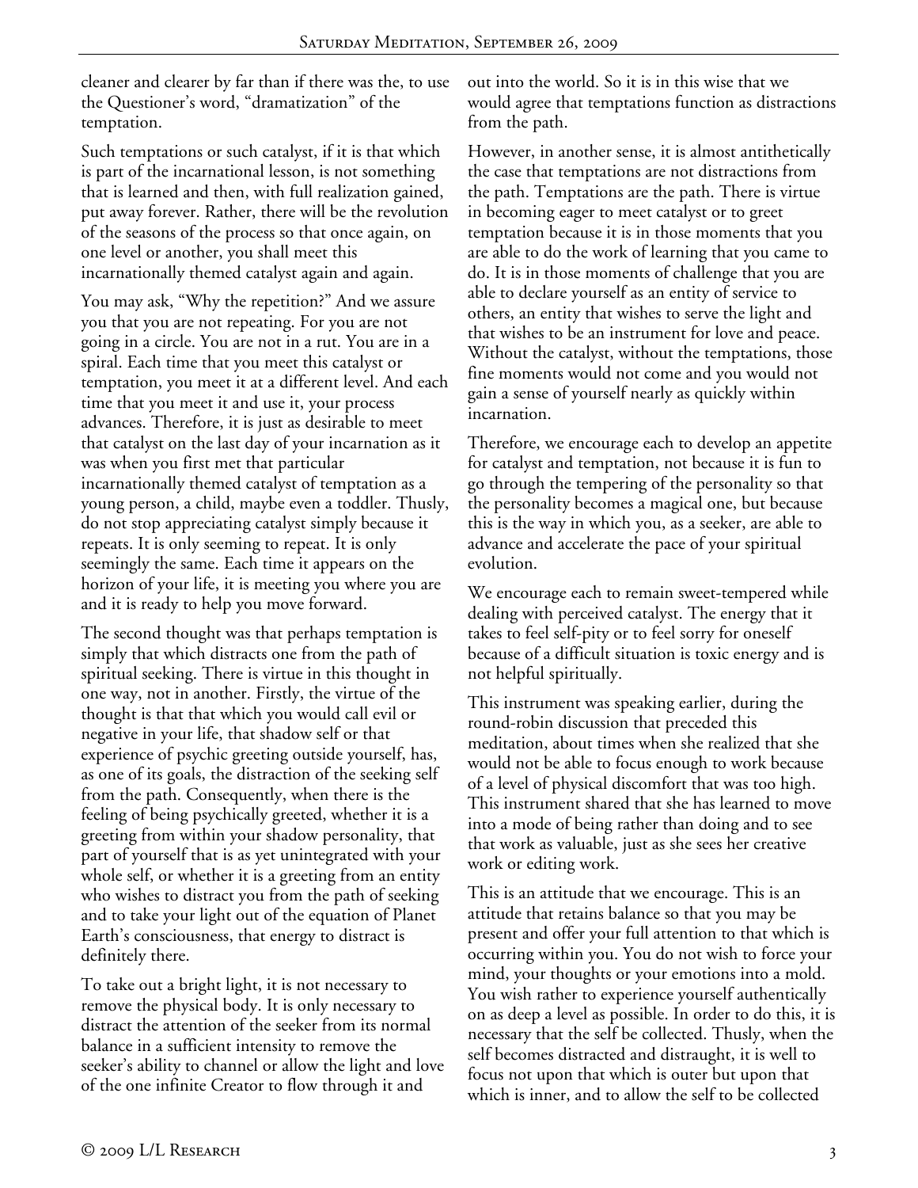cleaner and clearer by far than if there was the, to use the Questioner's word, "dramatization" of the temptation.

Such temptations or such catalyst, if it is that which is part of the incarnational lesson, is not something that is learned and then, with full realization gained, put away forever. Rather, there will be the revolution of the seasons of the process so that once again, on one level or another, you shall meet this incarnationally themed catalyst again and again.

You may ask, "Why the repetition?" And we assure you that you are not repeating. For you are not going in a circle. You are not in a rut. You are in a spiral. Each time that you meet this catalyst or temptation, you meet it at a different level. And each time that you meet it and use it, your process advances. Therefore, it is just as desirable to meet that catalyst on the last day of your incarnation as it was when you first met that particular incarnationally themed catalyst of temptation as a young person, a child, maybe even a toddler. Thusly, do not stop appreciating catalyst simply because it repeats. It is only seeming to repeat. It is only seemingly the same. Each time it appears on the horizon of your life, it is meeting you where you are and it is ready to help you move forward.

The second thought was that perhaps temptation is simply that which distracts one from the path of spiritual seeking. There is virtue in this thought in one way, not in another. Firstly, the virtue of the thought is that that which you would call evil or negative in your life, that shadow self or that experience of psychic greeting outside yourself, has, as one of its goals, the distraction of the seeking self from the path. Consequently, when there is the feeling of being psychically greeted, whether it is a greeting from within your shadow personality, that part of yourself that is as yet unintegrated with your whole self, or whether it is a greeting from an entity who wishes to distract you from the path of seeking and to take your light out of the equation of Planet Earth's consciousness, that energy to distract is definitely there.

To take out a bright light, it is not necessary to remove the physical body. It is only necessary to distract the attention of the seeker from its normal balance in a sufficient intensity to remove the seeker's ability to channel or allow the light and love of the one infinite Creator to flow through it and out into the world. So it is in this wise that we would agree that temptations function as distractions from the path.

However, in another sense, it is almost antithetically the case that temptations are not distractions from the path. Temptations are the path. There is virtue in becoming eager to meet catalyst or to greet temptation because it is in those moments that you are able to do the work of learning that you came to do. It is in those moments of challenge that you are able to declare yourself as an entity of service to others, an entity that wishes to serve the light and that wishes to be an instrument for love and peace. Without the catalyst, without the temptations, those fine moments would not come and you would not gain a sense of yourself nearly as quickly within incarnation.

Therefore, we encourage each to develop an appetite for catalyst and temptation, not because it is fun to go through the tempering of the personality so that the personality becomes a magical one, but because this is the way in which you, as a seeker, are able to advance and accelerate the pace of your spiritual evolution.

We encourage each to remain sweet-tempered while dealing with perceived catalyst. The energy that it takes to feel self-pity or to feel sorry for oneself because of a difficult situation is toxic energy and is not helpful spiritually.

This instrument was speaking earlier, during the round-robin discussion that preceded this meditation, about times when she realized that she would not be able to focus enough to work because of a level of physical discomfort that was too high. This instrument shared that she has learned to move into a mode of being rather than doing and to see that work as valuable, just as she sees her creative work or editing work.

This is an attitude that we encourage. This is an attitude that retains balance so that you may be present and offer your full attention to that which is occurring within you. You do not wish to force your mind, your thoughts or your emotions into a mold. You wish rather to experience yourself authentically on as deep a level as possible. In order to do this, it is necessary that the self be collected. Thusly, when the self becomes distracted and distraught, it is well to focus not upon that which is outer but upon that which is inner, and to allow the self to be collected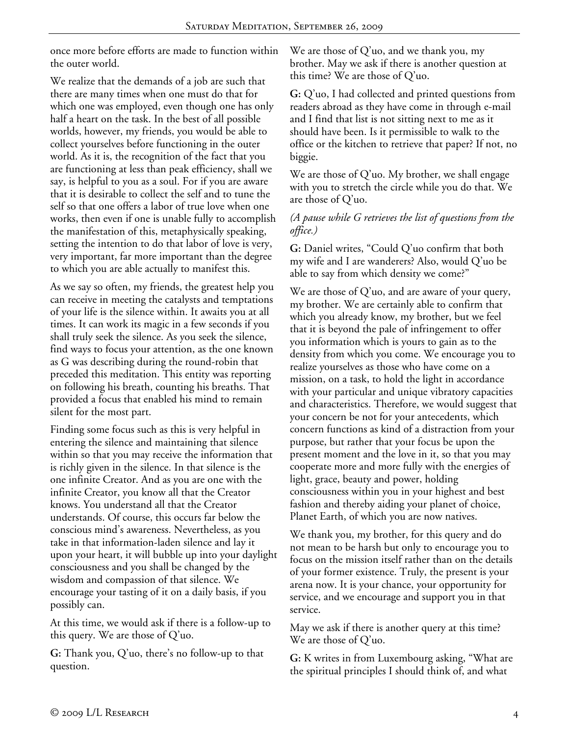once more before efforts are made to function within the outer world.

We realize that the demands of a job are such that there are many times when one must do that for which one was employed, even though one has only half a heart on the task. In the best of all possible worlds, however, my friends, you would be able to collect yourselves before functioning in the outer world. As it is, the recognition of the fact that you are functioning at less than peak efficiency, shall we say, is helpful to you as a soul. For if you are aware that it is desirable to collect the self and to tune the self so that one offers a labor of true love when one works, then even if one is unable fully to accomplish the manifestation of this, metaphysically speaking, setting the intention to do that labor of love is very, very important, far more important than the degree to which you are able actually to manifest this.

As we say so often, my friends, the greatest help you can receive in meeting the catalysts and temptations of your life is the silence within. It awaits you at all times. It can work its magic in a few seconds if you shall truly seek the silence. As you seek the silence, find ways to focus your attention, as the one known as G was describing during the round-robin that preceded this meditation. This entity was reporting on following his breath, counting his breaths. That provided a focus that enabled his mind to remain silent for the most part.

Finding some focus such as this is very helpful in entering the silence and maintaining that silence within so that you may receive the information that is richly given in the silence. In that silence is the one infinite Creator. And as you are one with the infinite Creator, you know all that the Creator knows. You understand all that the Creator understands. Of course, this occurs far below the conscious mind's awareness. Nevertheless, as you take in that information-laden silence and lay it upon your heart, it will bubble up into your daylight consciousness and you shall be changed by the wisdom and compassion of that silence. We encourage your tasting of it on a daily basis, if you possibly can.

At this time, we would ask if there is a follow-up to this query. We are those of Q'uo.

**G:** Thank you, Q'uo, there's no follow-up to that question.

We are those of Q'uo, and we thank you, my brother. May we ask if there is another question at this time? We are those of Q'uo.

**G:** Q'uo, I had collected and printed questions from readers abroad as they have come in through e-mail and I find that list is not sitting next to me as it should have been. Is it permissible to walk to the office or the kitchen to retrieve that paper? If not, no biggie.

We are those of Q'uo. My brother, we shall engage with you to stretch the circle while you do that. We are those of Q'uo.

*(A pause while G retrieves the list of questions from the office.)*

**G:** Daniel writes, "Could Q'uo confirm that both my wife and I are wanderers? Also, would Q'uo be able to say from which density we come?"

We are those of Q'uo, and are aware of your query, my brother. We are certainly able to confirm that which you already know, my brother, but we feel that it is beyond the pale of infringement to offer you information which is yours to gain as to the density from which you come. We encourage you to realize yourselves as those who have come on a mission, on a task, to hold the light in accordance with your particular and unique vibratory capacities and characteristics. Therefore, we would suggest that your concern be not for your antecedents, which concern functions as kind of a distraction from your purpose, but rather that your focus be upon the present moment and the love in it, so that you may cooperate more and more fully with the energies of light, grace, beauty and power, holding consciousness within you in your highest and best fashion and thereby aiding your planet of choice, Planet Earth, of which you are now natives.

We thank you, my brother, for this query and do not mean to be harsh but only to encourage you to focus on the mission itself rather than on the details of your former existence. Truly, the present is your arena now. It is your chance, your opportunity for service, and we encourage and support you in that service.

May we ask if there is another query at this time? We are those of Q'uo.

**G:** K writes in from Luxembourg asking, "What are the spiritual principles I should think of, and what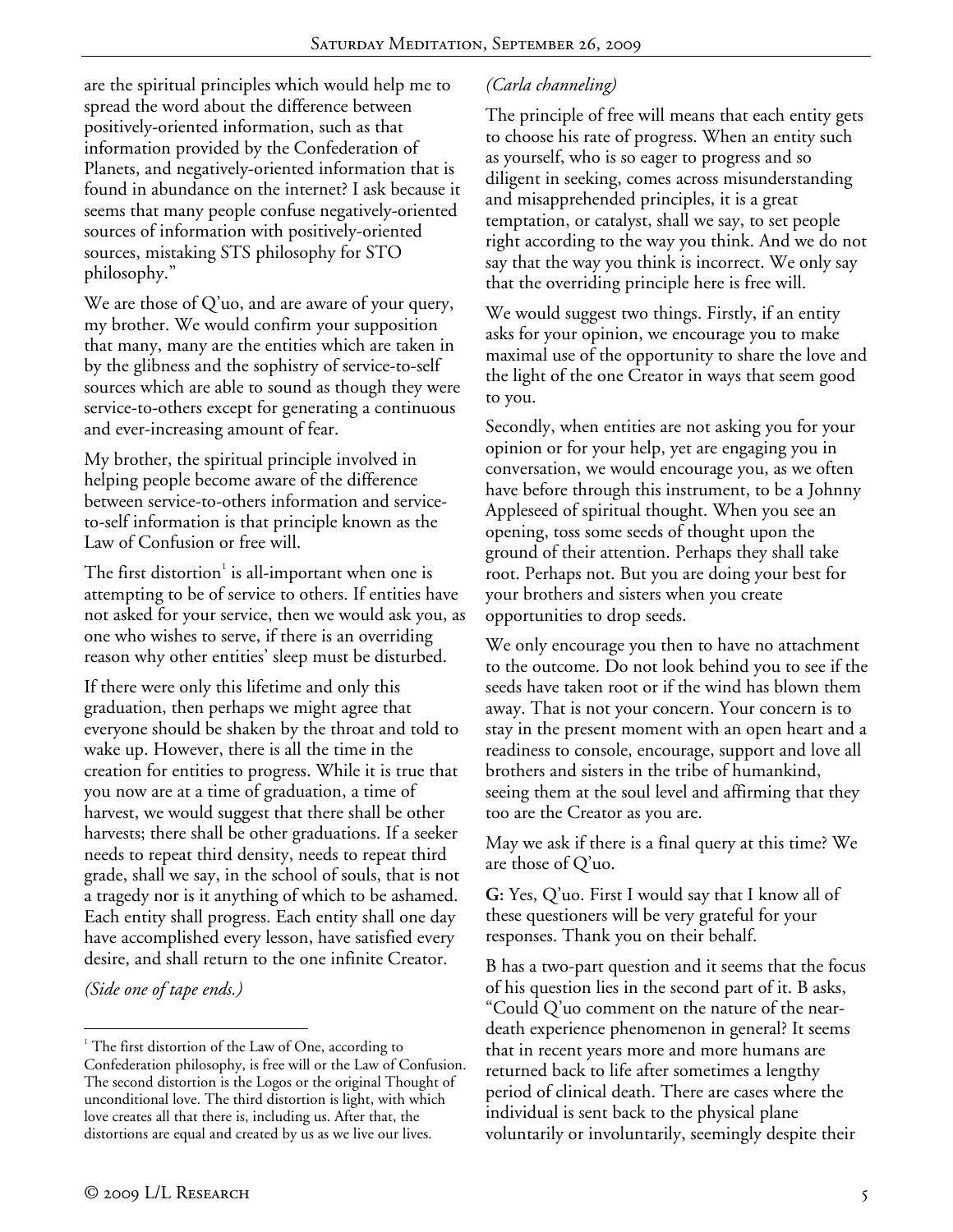are the spiritual principles which would help me to spread the word about the difference between positively-oriented information, such as that information provided by the Confederation of Planets, and negatively-oriented information that is found in abundance on the internet? I ask because it seems that many people confuse negatively-oriented sources of information with positively-oriented sources, mistaking STS philosophy for STO philosophy."

We are those of Q'uo, and are aware of your query, my brother. We would confirm your supposition that many, many are the entities which are taken in by the glibness and the sophistry of service-to-self sources which are able to sound as though they were service-to-others except for generating a continuous and ever-increasing amount of fear.

My brother, the spiritual principle involved in helping people become aware of the difference between service-to-others information and service-to-self information is that principle known as the Law of Confusion or free will.

The first distortion[1] is all-important when one is attempting to be of service to others. If entities have not asked for your service, then we would ask you, as one who wishes to serve, if there is an overriding reason why other entities' sleep must be disturbed.

If there were only this lifetime and only this graduation, then perhaps we might agree that everyone should be shaken by the throat and told to wake up. However, there is all the time in the creation for entities to progress. While it is true that you now are at a time of graduation, a time of harvest, we would suggest that there shall be other harvests; there shall be other graduations. If a seeker needs to repeat third density, needs to repeat third grade, shall we say, in the school of souls, that is not a tragedy nor is it anything of which to be ashamed. Each entity shall progress. Each entity shall one day have accomplished every lesson, have satisfied every desire, and shall return to the one infinite Creator.

*(Side one of tape ends.)*

*(Carla channeling)*

The principle of free will means that each entity gets to choose his rate of progress. When an entity such as yourself, who is so eager to progress and so diligent in seeking, comes across misunderstanding and misapprehended principles, it is a great temptation, or catalyst, shall we say, to set people right according to the way you think. And we do not say that the way you think is incorrect. We only say that the overriding principle here is free will.

We would suggest two things. Firstly, if an entity asks for your opinion, we encourage you to make maximal use of the opportunity to share the love and the light of the one Creator in ways that seem good to you.

Secondly, when entities are not asking you for your opinion or for your help, yet are engaging you in conversation, we would encourage you, as we often have before through this instrument, to be a Johnny Appleseed of spiritual thought. When you see an opening, toss some seeds of thought upon the ground of their attention. Perhaps they shall take root. Perhaps not. But you are doing your best for your brothers and sisters when you create opportunities to drop seeds.

We only encourage you then to have no attachment to the outcome. Do not look behind you to see if the seeds have taken root or if the wind has blown them away. That is not your concern. Your concern is to stay in the present moment with an open heart and a readiness to console, encourage, support and love all brothers and sisters in the tribe of humankind, seeing them at the soul level and affirming that they too are the Creator as you are.

May we ask if there is a final query at this time? We are those of Q'uo.

**G:** Yes, Q'uo. First I would say that I know all of these questioners will be very grateful for your responses. Thank you on their behalf.

B has a two-part question and it seems that the focus of his question lies in the second part of it. B asks, "Could Q'uo comment on the nature of the near-death experience phenomenon in general? It seems that in recent years more and more humans are returned back to life after sometimes a lengthy period of clinical death. There are cases where the individual is sent back to the physical plane voluntarily or involuntarily, seemingly despite their

[1] The first distortion of the Law of One, according to Confederation philosophy, is free will or the Law of Confusion. The second distortion is the Logos or the original Thought of unconditional love. The third distortion is light, with which love creates all that there is, including us. After that, the distortions are equal and created by us as we live our lives.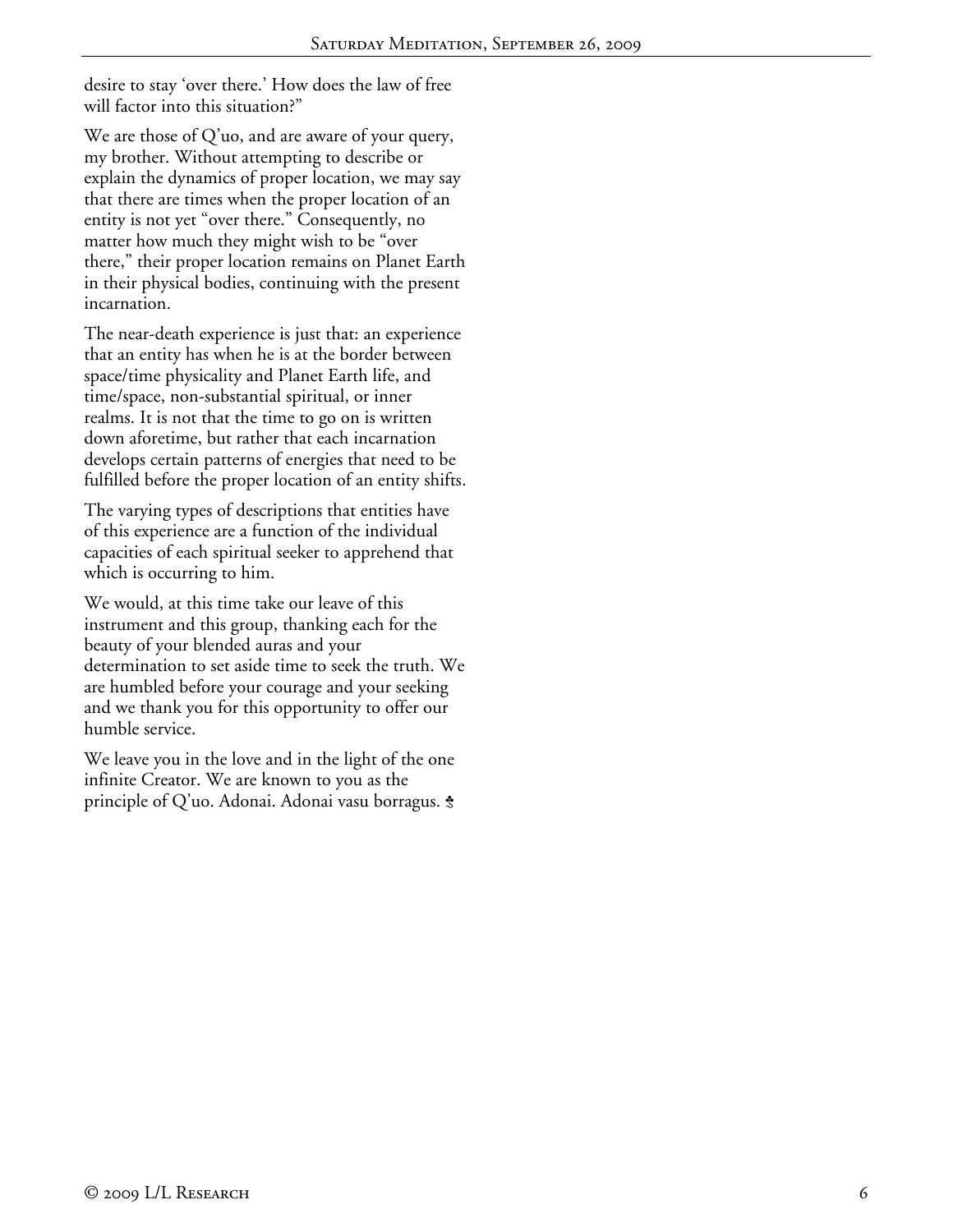desire to stay 'over there.' How does the law of free will factor into this situation?"

We are those of Q'uo, and are aware of your query, my brother. Without attempting to describe or explain the dynamics of proper location, we may say that there are times when the proper location of an entity is not yet "over there." Consequently, no matter how much they might wish to be "over there," their proper location remains on Planet Earth in their physical bodies, continuing with the present incarnation.

The near-death experience is just that: an experience that an entity has when he is at the border between space/time physicality and Planet Earth life, and time/space, non-substantial spiritual, or inner realms. It is not that the time to go on is written down aforetime, but rather that each incarnation develops certain patterns of energies that need to be fulfilled before the proper location of an entity shifts.

The varying types of descriptions that entities have of this experience are a function of the individual capacities of each spiritual seeker to apprehend that which is occurring to him.

We would, at this time take our leave of this instrument and this group, thanking each for the beauty of your blended auras and your determination to set aside time to seek the truth. We are humbled before your courage and your seeking and we thank you for this opportunity to offer our humble service.

We leave you in the love and in the light of the one infinite Creator. We are known to you as the principle of Q'uo. Adonai. Adonai vasu borragus.